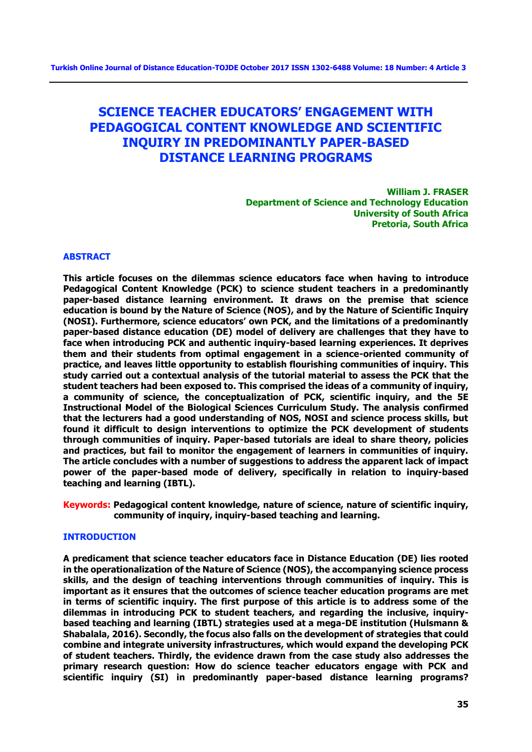# SCIENCE TEACHER EDUCATORS' ENGAGEMENT WITH PEDAGOGICAL CONTENT KNOWLEDGE AND SCIENTIFIC INQUIRY IN PREDOMINANTLY PAPER-BASED DISTANCE LEARNING PROGRAMS

**William J. FRASER**
**Department of Science and Technology Education**
**University of South Africa**
**Pretoria, South Africa**

## ABSTRACT

**This article focuses on the dilemmas science educators face when having to introduce Pedagogical Content Knowledge (PCK) to science student teachers in a predominantly paper-based distance learning environment. It draws on the premise that science education is bound by the Nature of Science (NOS), and by the Nature of Scientific Inquiry (NOSI). Furthermore, science educators' own PCK, and the limitations of a predominantly paper-based distance education (DE) model of delivery are challenges that they have to face when introducing PCK and authentic inquiry-based learning experiences. It deprives them and their students from optimal engagement in a science-oriented community of practice, and leaves little opportunity to establish flourishing communities of inquiry. This study carried out a contextual analysis of the tutorial material to assess the PCK that the student teachers had been exposed to. This comprised the ideas of a community of inquiry, a community of science, the conceptualization of PCK, scientific inquiry, and the 5E Instructional Model of the Biological Sciences Curriculum Study. The analysis confirmed that the lecturers had a good understanding of NOS, NOSI and science process skills, but found it difficult to design interventions to optimize the PCK development of students through communities of inquiry. Paper-based tutorials are ideal to share theory, policies and practices, but fail to monitor the engagement of learners in communities of inquiry. The article concludes with a number of suggestions to address the apparent lack of impact power of the paper-based mode of delivery, specifically in relation to inquiry-based teaching and learning (IBTL).**

**Keywords:** **Pedagogical content knowledge, nature of science, nature of scientific inquiry, community of inquiry, inquiry-based teaching and learning.**

## INTRODUCTION

**A predicament that science teacher educators face in Distance Education (DE) lies rooted in the operationalization of the Nature of Science (NOS), the accompanying science process skills, and the design of teaching interventions through communities of inquiry. This is important as it ensures that the outcomes of science teacher education programs are met in terms of scientific inquiry. The first purpose of this article is to address some of the dilemmas in introducing PCK to student teachers, and regarding the inclusive, inquiry-based teaching and learning (IBTL) strategies used at a mega-DE institution (Hulsmann & Shabalala, 2016). Secondly, the focus also falls on the development of strategies that could combine and integrate university infrastructures, which would expand the developing PCK of student teachers. Thirdly, the evidence drawn from the case study also addresses the primary research question: How do science teacher educators engage with PCK and scientific inquiry (SI) in predominantly paper-based distance learning programs?**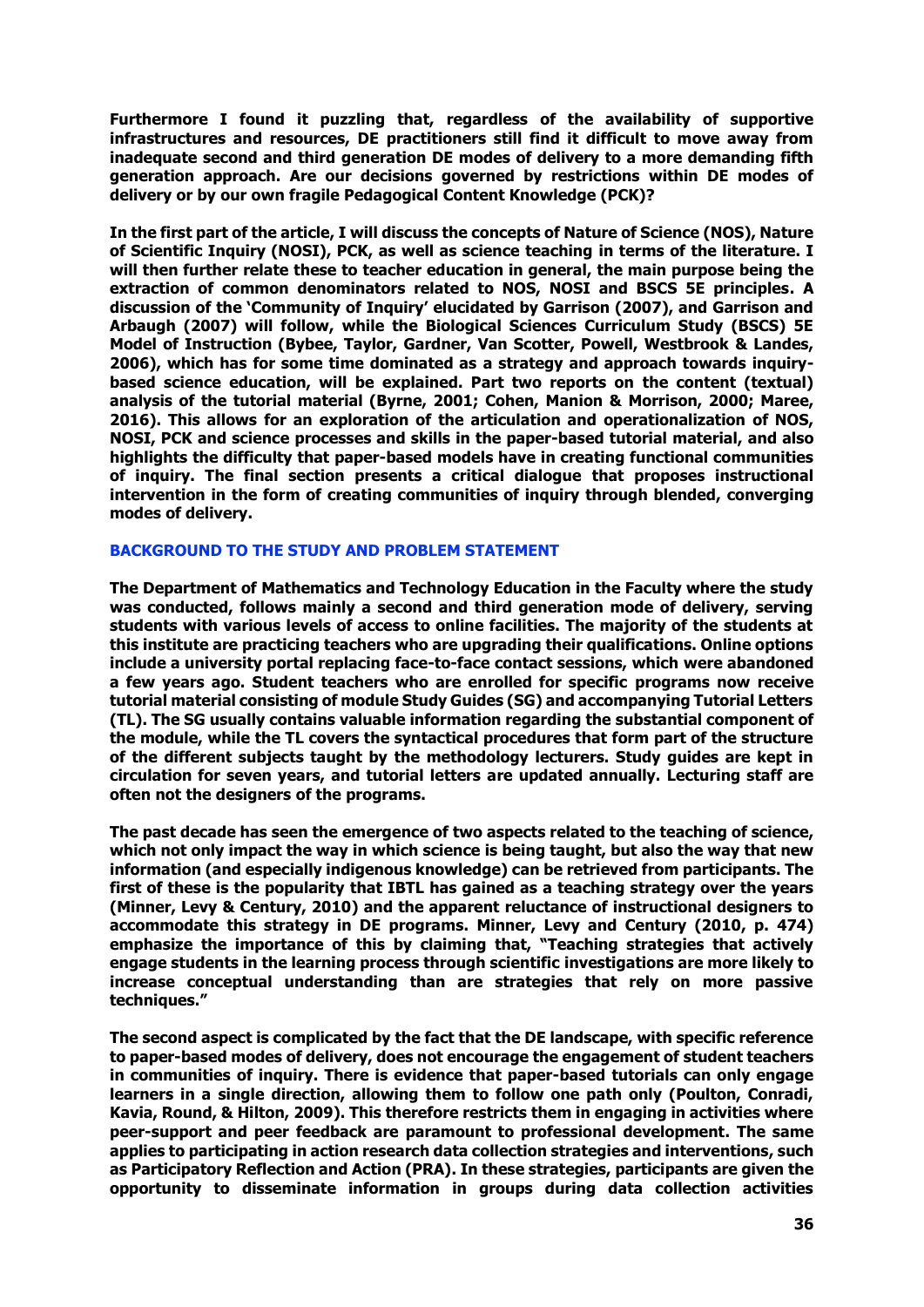Furthermore I found it puzzling that, regardless of the availability of supportive infrastructures and resources, DE practitioners still find it difficult to move away from inadequate second and third generation DE modes of delivery to a more demanding fifth generation approach. Are our decisions governed by restrictions within DE modes of delivery or by our own fragile Pedagogical Content Knowledge (PCK)?

In the first part of the article, I will discuss the concepts of Nature of Science (NOS), Nature of Scientific Inquiry (NOSI), PCK, as well as science teaching in terms of the literature. I will then further relate these to teacher education in general, the main purpose being the extraction of common denominators related to NOS, NOSI and BSCS 5E principles. A discussion of the 'Community of Inquiry' elucidated by Garrison (2007), and Garrison and Arbaugh (2007) will follow, while the Biological Sciences Curriculum Study (BSCS) 5E Model of Instruction (Bybee, Taylor, Gardner, Van Scotter, Powell, Westbrook & Landes, 2006), which has for some time dominated as a strategy and approach towards inquiry-based science education, will be explained. Part two reports on the content (textual) analysis of the tutorial material (Byrne, 2001; Cohen, Manion & Morrison, 2000; Maree, 2016). This allows for an exploration of the articulation and operationalization of NOS, NOSI, PCK and science processes and skills in the paper-based tutorial material, and also highlights the difficulty that paper-based models have in creating functional communities of inquiry. The final section presents a critical dialogue that proposes instructional intervention in the form of creating communities of inquiry through blended, converging modes of delivery.

## BACKGROUND TO THE STUDY AND PROBLEM STATEMENT

The Department of Mathematics and Technology Education in the Faculty where the study was conducted, follows mainly a second and third generation mode of delivery, serving students with various levels of access to online facilities. The majority of the students at this institute are practicing teachers who are upgrading their qualifications. Online options include a university portal replacing face-to-face contact sessions, which were abandoned a few years ago. Student teachers who are enrolled for specific programs now receive tutorial material consisting of module Study Guides (SG) and accompanying Tutorial Letters (TL). The SG usually contains valuable information regarding the substantial component of the module, while the TL covers the syntactical procedures that form part of the structure of the different subjects taught by the methodology lecturers. Study guides are kept in circulation for seven years, and tutorial letters are updated annually. Lecturing staff are often not the designers of the programs.

The past decade has seen the emergence of two aspects related to the teaching of science, which not only impact the way in which science is being taught, but also the way that new information (and especially indigenous knowledge) can be retrieved from participants. The first of these is the popularity that IBTL has gained as a teaching strategy over the years (Minner, Levy & Century, 2010) and the apparent reluctance of instructional designers to accommodate this strategy in DE programs. Minner, Levy and Century (2010, p. 474) emphasize the importance of this by claiming that, "Teaching strategies that actively engage students in the learning process through scientific investigations are more likely to increase conceptual understanding than are strategies that rely on more passive techniques."

The second aspect is complicated by the fact that the DE landscape, with specific reference to paper-based modes of delivery, does not encourage the engagement of student teachers in communities of inquiry. There is evidence that paper-based tutorials can only engage learners in a single direction, allowing them to follow one path only (Poulton, Conradi, Kavia, Round, & Hilton, 2009). This therefore restricts them in engaging in activities where peer-support and peer feedback are paramount to professional development. The same applies to participating in action research data collection strategies and interventions, such as Participatory Reflection and Action (PRA). In these strategies, participants are given the opportunity to disseminate information in groups during data collection activities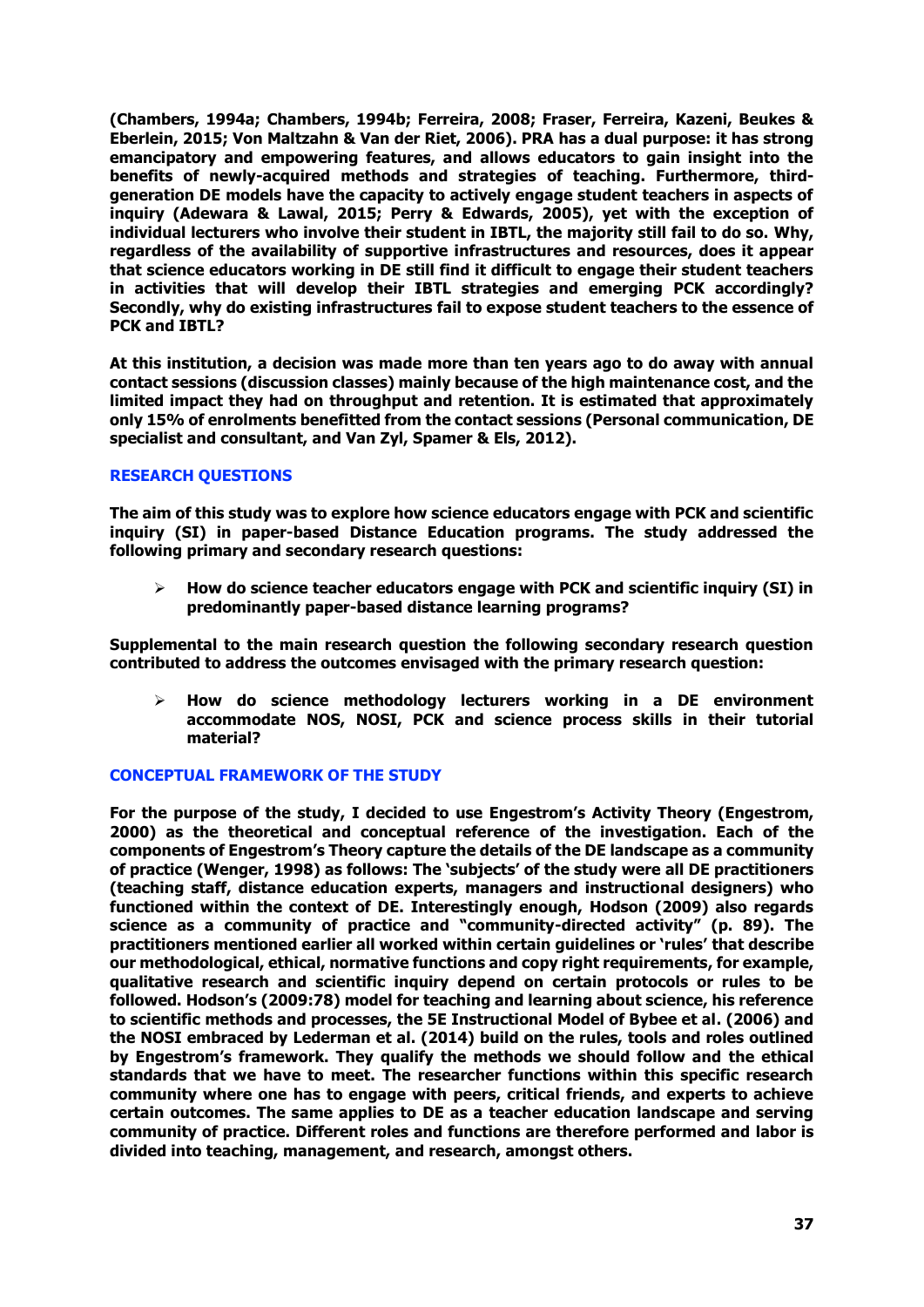**(Chambers, 1994a; Chambers, 1994b; Ferreira, 2008; Fraser, Ferreira, Kazeni, Beukes & Eberlein, 2015; Von Maltzahn & Van der Riet, 2006). PRA has a dual purpose: it has strong emancipatory and empowering features, and allows educators to gain insight into the benefits of newly-acquired methods and strategies of teaching. Furthermore, third-generation DE models have the capacity to actively engage student teachers in aspects of inquiry (Adewara & Lawal, 2015; Perry & Edwards, 2005), yet with the exception of individual lecturers who involve their student in IBTL, the majority still fail to do so. Why, regardless of the availability of supportive infrastructures and resources, does it appear that science educators working in DE still find it difficult to engage their student teachers in activities that will develop their IBTL strategies and emerging PCK accordingly? Secondly, why do existing infrastructures fail to expose student teachers to the essence of PCK and IBTL?**

**At this institution, a decision was made more than ten years ago to do away with annual contact sessions (discussion classes) mainly because of the high maintenance cost, and the limited impact they had on throughput and retention. It is estimated that approximately only 15% of enrolments benefitted from the contact sessions (Personal communication, DE specialist and consultant, and Van Zyl, Spamer & Els, 2012).**

## RESEARCH QUESTIONS

**The aim of this study was to explore how science educators engage with PCK and scientific inquiry (SI) in paper-based Distance Education programs. The study addressed the following primary and secondary research questions:**

- **How do science teacher educators engage with PCK and scientific inquiry (SI) in predominantly paper-based distance learning programs?**

**Supplemental to the main research question the following secondary research question contributed to address the outcomes envisaged with the primary research question:**

- **How do science methodology lecturers working in a DE environment accommodate NOS, NOSI, PCK and science process skills in their tutorial material?**

## CONCEPTUAL FRAMEWORK OF THE STUDY

**For the purpose of the study, I decided to use Engestrom's Activity Theory (Engestrom, 2000) as the theoretical and conceptual reference of the investigation. Each of the components of Engestrom's Theory capture the details of the DE landscape as a community of practice (Wenger, 1998) as follows: The 'subjects' of the study were all DE practitioners (teaching staff, distance education experts, managers and instructional designers) who functioned within the context of DE. Interestingly enough, Hodson (2009) also regards science as a community of practice and "community-directed activity" (p. 89). The practitioners mentioned earlier all worked within certain guidelines or 'rules' that describe our methodological, ethical, normative functions and copy right requirements, for example, qualitative research and scientific inquiry depend on certain protocols or rules to be followed. Hodson's (2009:78) model for teaching and learning about science, his reference to scientific methods and processes, the 5E Instructional Model of Bybee et al. (2006) and the NOSI embraced by Lederman et al. (2014) build on the rules, tools and roles outlined by Engestrom's framework. They qualify the methods we should follow and the ethical standards that we have to meet. The researcher functions within this specific research community where one has to engage with peers, critical friends, and experts to achieve certain outcomes. The same applies to DE as a teacher education landscape and serving community of practice. Different roles and functions are therefore performed and labor is divided into teaching, management, and research, amongst others.**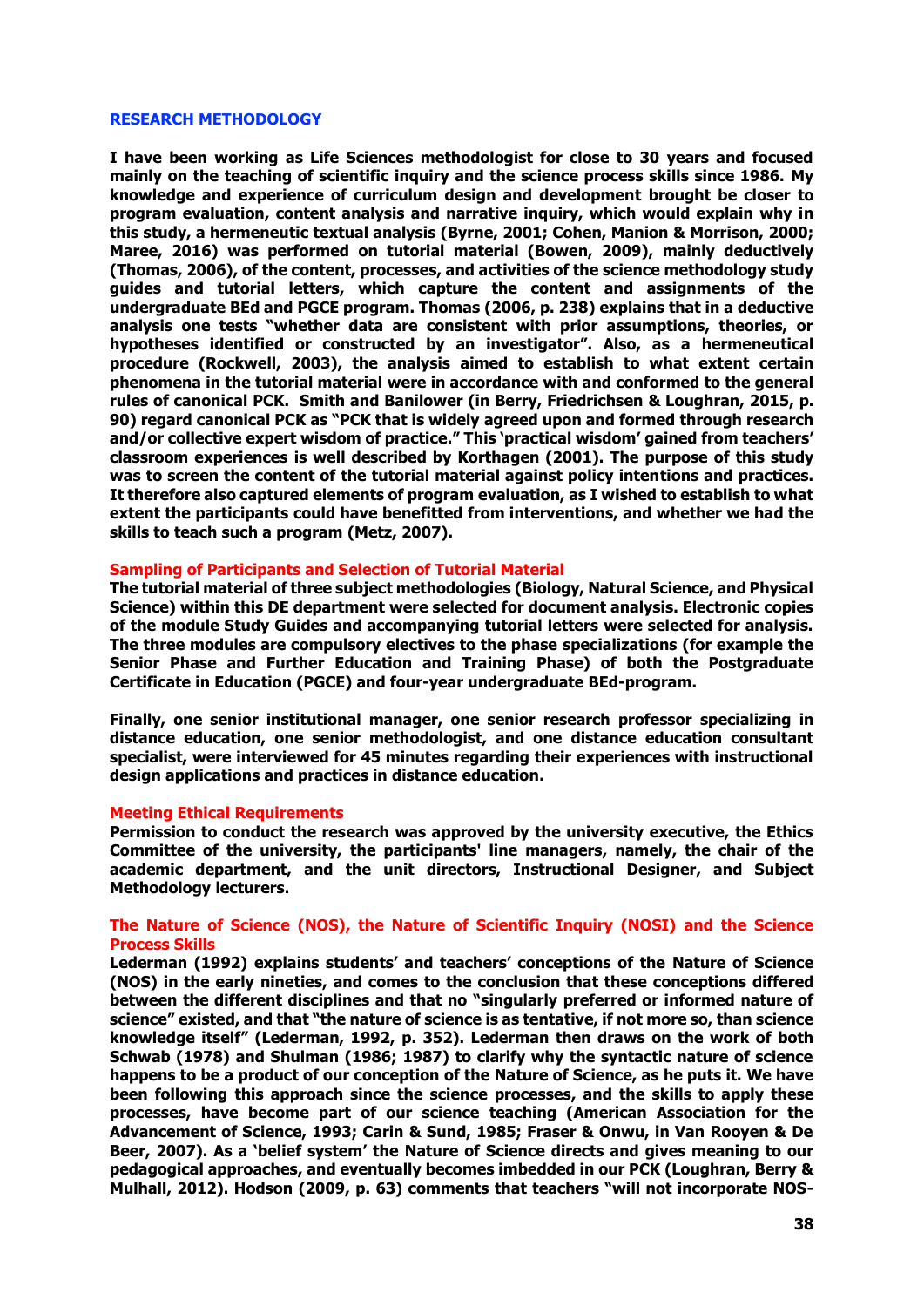## RESEARCH METHODOLOGY

I have been working as Life Sciences methodologist for close to 30 years and focused mainly on the teaching of scientific inquiry and the science process skills since 1986. My knowledge and experience of curriculum design and development brought be closer to program evaluation, content analysis and narrative inquiry, which would explain why in this study, a hermeneutic textual analysis (Byrne, 2001; Cohen, Manion & Morrison, 2000; Maree, 2016) was performed on tutorial material (Bowen, 2009), mainly deductively (Thomas, 2006), of the content, processes, and activities of the science methodology study guides and tutorial letters, which capture the content and assignments of the undergraduate BEd and PGCE program. Thomas (2006, p. 238) explains that in a deductive analysis one tests "whether data are consistent with prior assumptions, theories, or hypotheses identified or constructed by an investigator". Also, as a hermeneutical procedure (Rockwell, 2003), the analysis aimed to establish to what extent certain phenomena in the tutorial material were in accordance with and conformed to the general rules of canonical PCK. Smith and Banilower (in Berry, Friedrichsen & Loughran, 2015, p. 90) regard canonical PCK as "PCK that is widely agreed upon and formed through research and/or collective expert wisdom of practice." This 'practical wisdom' gained from teachers' classroom experiences is well described by Korthagen (2001). The purpose of this study was to screen the content of the tutorial material against policy intentions and practices. It therefore also captured elements of program evaluation, as I wished to establish to what extent the participants could have benefitted from interventions, and whether we had the skills to teach such a program (Metz, 2007).

### Sampling of Participants and Selection of Tutorial Material

The tutorial material of three subject methodologies (Biology, Natural Science, and Physical Science) within this DE department were selected for document analysis. Electronic copies of the module Study Guides and accompanying tutorial letters were selected for analysis. The three modules are compulsory electives to the phase specializations (for example the Senior Phase and Further Education and Training Phase) of both the Postgraduate Certificate in Education (PGCE) and four-year undergraduate BEd-program.

Finally, one senior institutional manager, one senior research professor specializing in distance education, one senior methodologist, and one distance education consultant specialist, were interviewed for 45 minutes regarding their experiences with instructional design applications and practices in distance education.

### Meeting Ethical Requirements

Permission to conduct the research was approved by the university executive, the Ethics Committee of the university, the participants' line managers, namely, the chair of the academic department, and the unit directors, Instructional Designer, and Subject Methodology lecturers.

### The Nature of Science (NOS), the Nature of Scientific Inquiry (NOSI) and the Science Process Skills

Lederman (1992) explains students' and teachers' conceptions of the Nature of Science (NOS) in the early nineties, and comes to the conclusion that these conceptions differed between the different disciplines and that no "singularly preferred or informed nature of science" existed, and that "the nature of science is as tentative, if not more so, than science knowledge itself" (Lederman, 1992, p. 352). Lederman then draws on the work of both Schwab (1978) and Shulman (1986; 1987) to clarify why the syntactic nature of science happens to be a product of our conception of the Nature of Science, as he puts it. We have been following this approach since the science processes, and the skills to apply these processes, have become part of our science teaching (American Association for the Advancement of Science, 1993; Carin & Sund, 1985; Fraser & Onwu, in Van Rooyen & De Beer, 2007). As a 'belief system' the Nature of Science directs and gives meaning to our pedagogical approaches, and eventually becomes imbedded in our PCK (Loughran, Berry & Mulhall, 2012). Hodson (2009, p. 63) comments that teachers "will not incorporate NOS-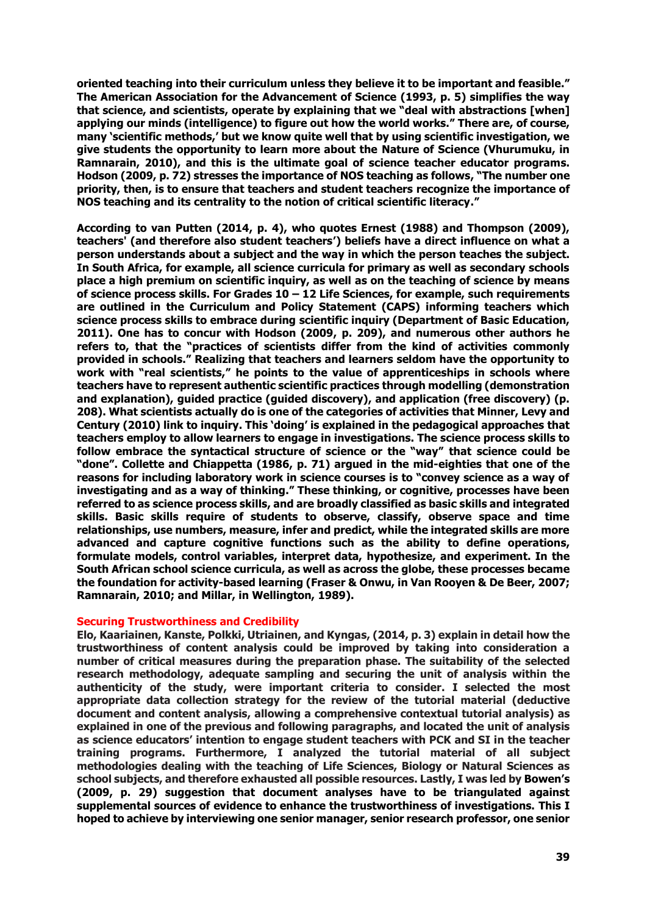**oriented teaching into their curriculum unless they believe it to be important and feasible." The American Association for the Advancement of Science (1993, p. 5) simplifies the way that science, and scientists, operate by explaining that we "deal with abstractions [when] applying our minds (intelligence) to figure out how the world works." There are, of course, many 'scientific methods,' but we know quite well that by using scientific investigation, we give students the opportunity to learn more about the Nature of Science (Vhurumuku, in Ramnarain, 2010), and this is the ultimate goal of science teacher educator programs. Hodson (2009, p. 72) stresses the importance of NOS teaching as follows, "The number one priority, then, is to ensure that teachers and student teachers recognize the importance of NOS teaching and its centrality to the notion of critical scientific literacy."**

**According to van Putten (2014, p. 4), who quotes Ernest (1988) and Thompson (2009), teachers' (and therefore also student teachers') beliefs have a direct influence on what a person understands about a subject and the way in which the person teaches the subject. In South Africa, for example, all science curricula for primary as well as secondary schools place a high premium on scientific inquiry, as well as on the teaching of science by means of science process skills. For Grades 10 – 12 Life Sciences, for example, such requirements are outlined in the Curriculum and Policy Statement (CAPS) informing teachers which science process skills to embrace during scientific inquiry (Department of Basic Education, 2011). One has to concur with Hodson (2009, p. 209), and numerous other authors he refers to, that the "practices of scientists differ from the kind of activities commonly provided in schools." Realizing that teachers and learners seldom have the opportunity to work with "real scientists," he points to the value of apprenticeships in schools where teachers have to represent authentic scientific practices through modelling (demonstration and explanation), guided practice (guided discovery), and application (free discovery) (p. 208). What scientists actually do is one of the categories of activities that Minner, Levy and Century (2010) link to inquiry. This 'doing' is explained in the pedagogical approaches that teachers employ to allow learners to engage in investigations. The science process skills to follow embrace the syntactical structure of science or the "way" that science could be "done". Collette and Chiappetta (1986, p. 71) argued in the mid-eighties that one of the reasons for including laboratory work in science courses is to "convey science as a way of investigating and as a way of thinking." These thinking, or cognitive, processes have been referred to as science process skills, and are broadly classified as basic skills and integrated skills. Basic skills require of students to observe, classify, observe space and time relationships, use numbers, measure, infer and predict, while the integrated skills are more advanced and capture cognitive functions such as the ability to define operations, formulate models, control variables, interpret data, hypothesize, and experiment. In the South African school science curricula, as well as across the globe, these processes became the foundation for activity-based learning (Fraser & Onwu, in Van Rooyen & De Beer, 2007; Ramnarain, 2010; and Millar, in Wellington, 1989).**

## Securing Trustworthiness and Credibility

**Elo, Kaariainen, Kanste, Polkki, Utriainen, and Kyngas, (2014, p. 3) explain in detail how the trustworthiness of content analysis could be improved by taking into consideration a number of critical measures during the preparation phase. The suitability of the selected research methodology, adequate sampling and securing the unit of analysis within the authenticity of the study, were important criteria to consider. I selected the most appropriate data collection strategy for the review of the tutorial material (deductive document and content analysis, allowing a comprehensive contextual tutorial analysis) as explained in one of the previous and following paragraphs, and located the unit of analysis as science educators' intention to engage student teachers with PCK and SI in the teacher training programs. Furthermore, I analyzed the tutorial material of all subject methodologies dealing with the teaching of Life Sciences, Biology or Natural Sciences as school subjects, and therefore exhausted all possible resources. Lastly, I was led by Bowen's (2009, p. 29) suggestion that document analyses have to be triangulated against supplemental sources of evidence to enhance the trustworthiness of investigations. This I hoped to achieve by interviewing one senior manager, senior research professor, one senior**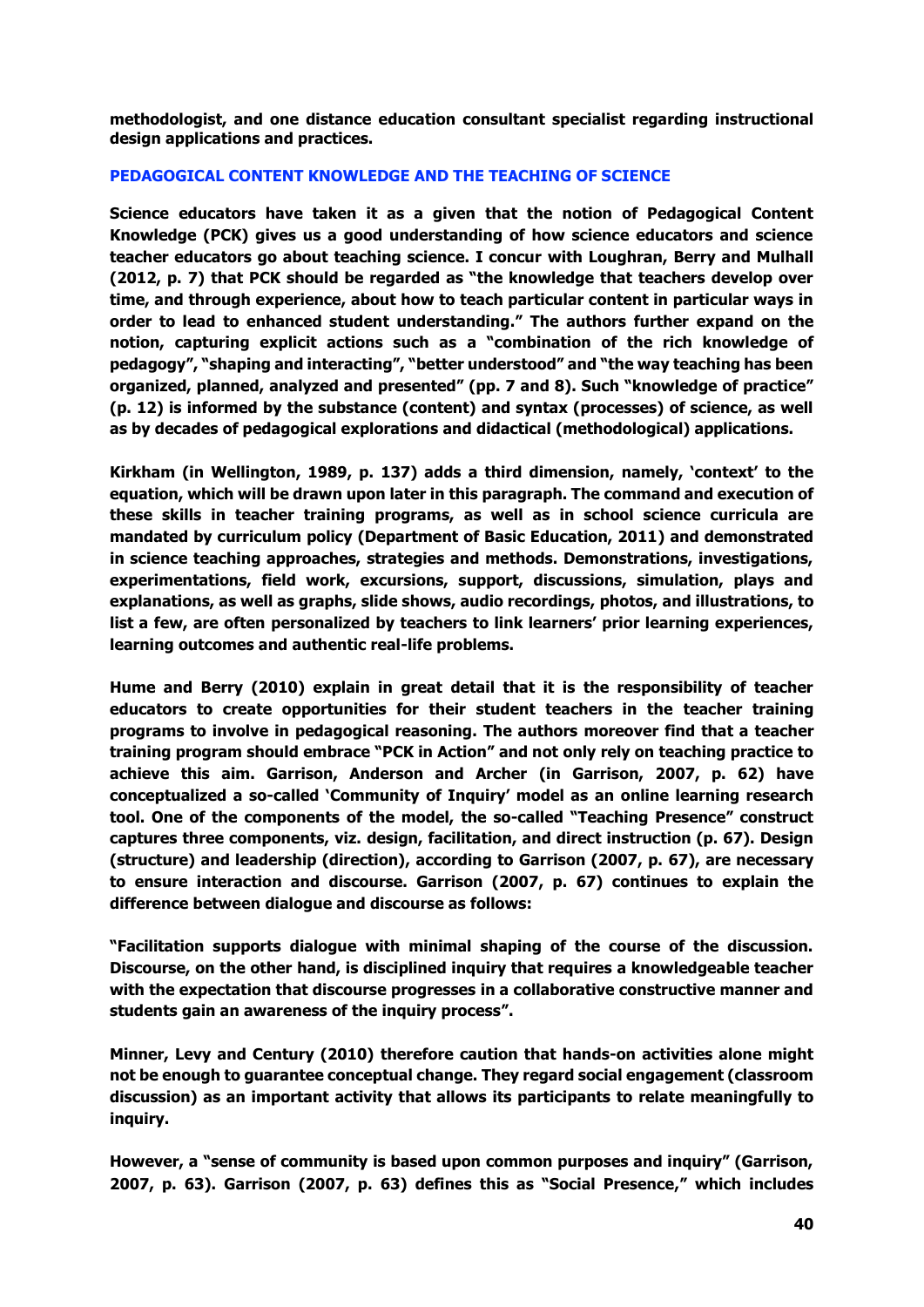**methodologist, and one distance education consultant specialist regarding instructional design applications and practices.**

## PEDAGOGICAL CONTENT KNOWLEDGE AND THE TEACHING OF SCIENCE

**Science educators have taken it as a given that the notion of Pedagogical Content Knowledge (PCK) gives us a good understanding of how science educators and science teacher educators go about teaching science. I concur with Loughran, Berry and Mulhall (2012, p. 7) that PCK should be regarded as "the knowledge that teachers develop over time, and through experience, about how to teach particular content in particular ways in order to lead to enhanced student understanding." The authors further expand on the notion, capturing explicit actions such as a "combination of the rich knowledge of pedagogy", "shaping and interacting", "better understood" and "the way teaching has been organized, planned, analyzed and presented" (pp. 7 and 8). Such "knowledge of practice" (p. 12) is informed by the substance (content) and syntax (processes) of science, as well as by decades of pedagogical explorations and didactical (methodological) applications.**

**Kirkham (in Wellington, 1989, p. 137) adds a third dimension, namely, 'context' to the equation, which will be drawn upon later in this paragraph. The command and execution of these skills in teacher training programs, as well as in school science curricula are mandated by curriculum policy (Department of Basic Education, 2011) and demonstrated in science teaching approaches, strategies and methods. Demonstrations, investigations, experimentations, field work, excursions, support, discussions, simulation, plays and explanations, as well as graphs, slide shows, audio recordings, photos, and illustrations, to list a few, are often personalized by teachers to link learners' prior learning experiences, learning outcomes and authentic real-life problems.**

**Hume and Berry (2010) explain in great detail that it is the responsibility of teacher educators to create opportunities for their student teachers in the teacher training programs to involve in pedagogical reasoning. The authors moreover find that a teacher training program should embrace "PCK in Action" and not only rely on teaching practice to achieve this aim. Garrison, Anderson and Archer (in Garrison, 2007, p. 62) have conceptualized a so-called 'Community of Inquiry' model as an online learning research tool. One of the components of the model, the so-called "Teaching Presence" construct captures three components, viz. design, facilitation, and direct instruction (p. 67). Design (structure) and leadership (direction), according to Garrison (2007, p. 67), are necessary to ensure interaction and discourse. Garrison (2007, p. 67) continues to explain the difference between dialogue and discourse as follows:**

**"Facilitation supports dialogue with minimal shaping of the course of the discussion. Discourse, on the other hand, is disciplined inquiry that requires a knowledgeable teacher with the expectation that discourse progresses in a collaborative constructive manner and students gain an awareness of the inquiry process".**

**Minner, Levy and Century (2010) therefore caution that hands-on activities alone might not be enough to guarantee conceptual change. They regard social engagement (classroom discussion) as an important activity that allows its participants to relate meaningfully to inquiry.**

**However, a "sense of community is based upon common purposes and inquiry" (Garrison, 2007, p. 63). Garrison (2007, p. 63) defines this as "Social Presence," which includes**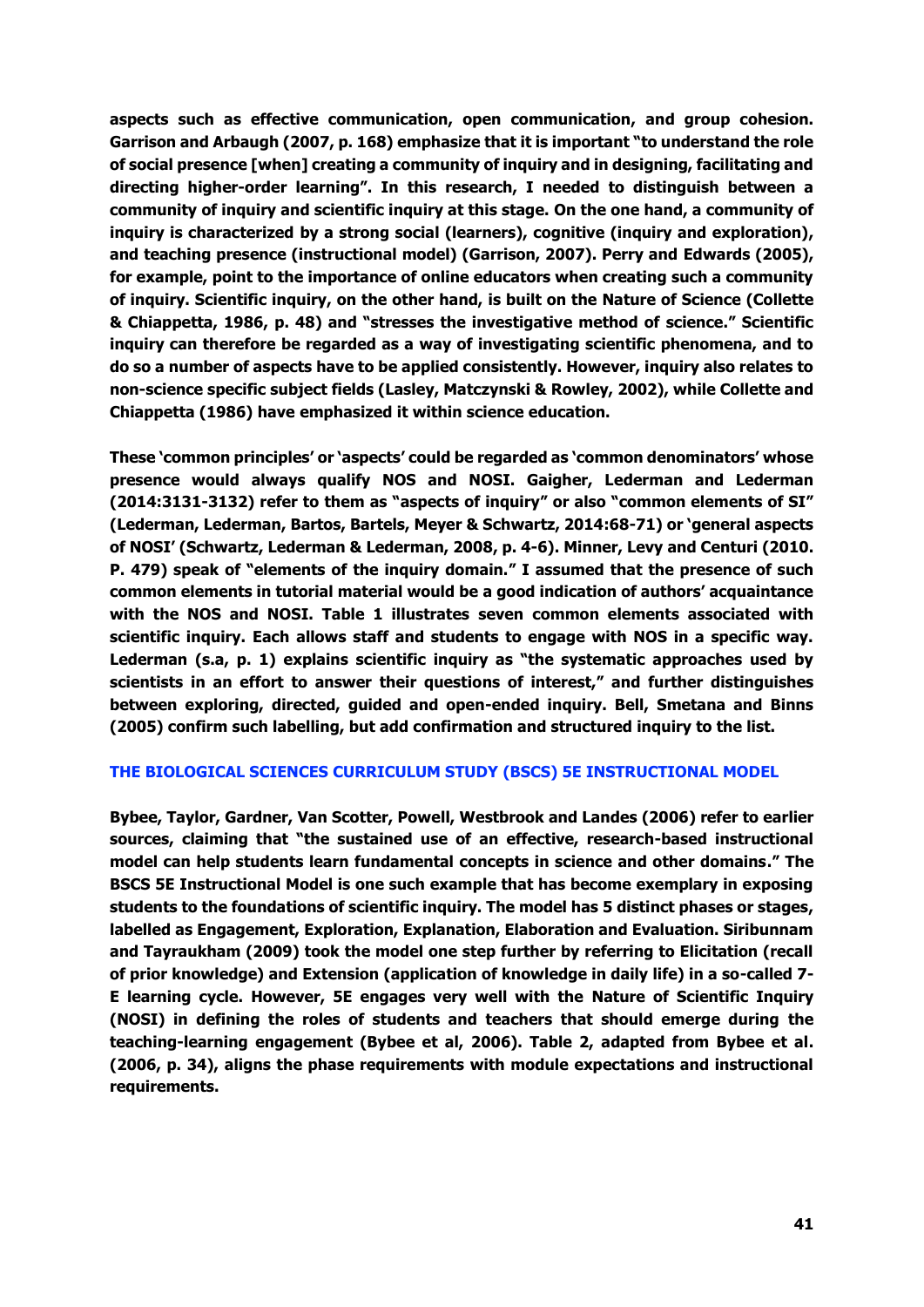**aspects such as effective communication, open communication, and group cohesion. Garrison and Arbaugh (2007, p. 168) emphasize that it is important "to understand the role of social presence [when] creating a community of inquiry and in designing, facilitating and directing higher-order learning". In this research, I needed to distinguish between a community of inquiry and scientific inquiry at this stage. On the one hand, a community of inquiry is characterized by a strong social (learners), cognitive (inquiry and exploration), and teaching presence (instructional model) (Garrison, 2007). Perry and Edwards (2005), for example, point to the importance of online educators when creating such a community of inquiry. Scientific inquiry, on the other hand, is built on the Nature of Science (Collette & Chiappetta, 1986, p. 48) and "stresses the investigative method of science." Scientific inquiry can therefore be regarded as a way of investigating scientific phenomena, and to do so a number of aspects have to be applied consistently. However, inquiry also relates to non-science specific subject fields (Lasley, Matczynski & Rowley, 2002), while Collette and Chiappetta (1986) have emphasized it within science education.**

**These 'common principles' or 'aspects' could be regarded as 'common denominators' whose presence would always qualify NOS and NOSI. Gaigher, Lederman and Lederman (2014:3131-3132) refer to them as "aspects of inquiry" or also "common elements of SI" (Lederman, Lederman, Bartos, Bartels, Meyer & Schwartz, 2014:68-71) or 'general aspects of NOSI' (Schwartz, Lederman & Lederman, 2008, p. 4-6). Minner, Levy and Centuri (2010. P. 479) speak of "elements of the inquiry domain." I assumed that the presence of such common elements in tutorial material would be a good indication of authors' acquaintance with the NOS and NOSI. Table 1 illustrates seven common elements associated with scientific inquiry. Each allows staff and students to engage with NOS in a specific way. Lederman (s.a, p. 1) explains scientific inquiry as "the systematic approaches used by scientists in an effort to answer their questions of interest," and further distinguishes between exploring, directed, guided and open-ended inquiry. Bell, Smetana and Binns (2005) confirm such labelling, but add confirmation and structured inquiry to the list.**

## THE BIOLOGICAL SCIENCES CURRICULUM STUDY (BSCS) 5E INSTRUCTIONAL MODEL

**Bybee, Taylor, Gardner, Van Scotter, Powell, Westbrook and Landes (2006) refer to earlier sources, claiming that "the sustained use of an effective, research-based instructional model can help students learn fundamental concepts in science and other domains." The BSCS 5E Instructional Model is one such example that has become exemplary in exposing students to the foundations of scientific inquiry. The model has 5 distinct phases or stages, labelled as Engagement, Exploration, Explanation, Elaboration and Evaluation. Siribunnam and Tayraukham (2009) took the model one step further by referring to Elicitation (recall of prior knowledge) and Extension (application of knowledge in daily life) in a so-called 7-E learning cycle. However, 5E engages very well with the Nature of Scientific Inquiry (NOSI) in defining the roles of students and teachers that should emerge during the teaching-learning engagement (Bybee et al, 2006). Table 2, adapted from Bybee et al. (2006, p. 34), aligns the phase requirements with module expectations and instructional requirements.**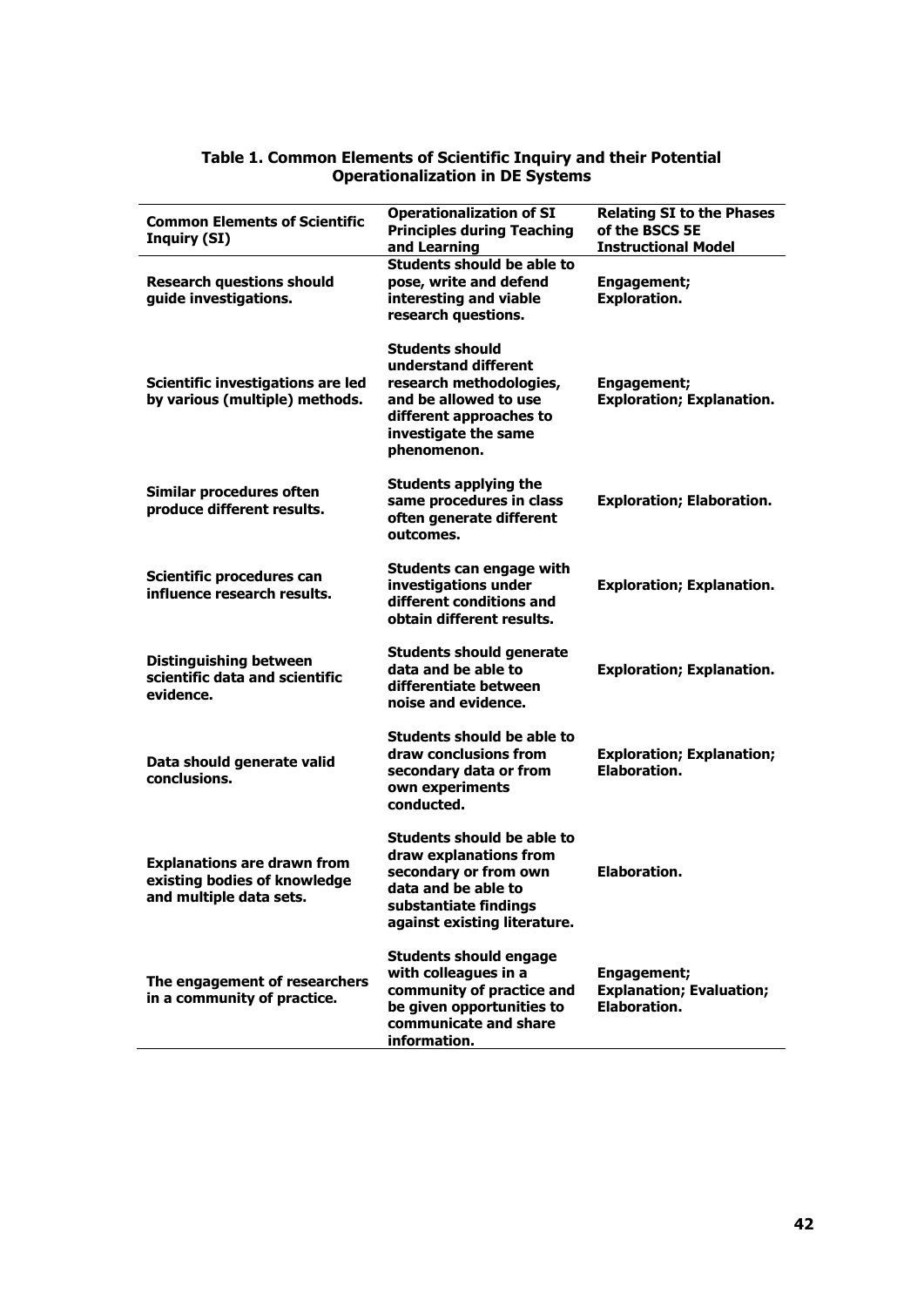**Table 1. Common Elements of Scientific Inquiry and their Potential Operationalization in DE Systems**

| Common Elements of Scientific Inquiry (SI) | Operationalization of SI Principles during Teaching and Learning | Relating SI to the Phases of the BSCS 5E Instructional Model |
|---|---|---|
| **Research questions should guide investigations.** | **Students should be able to pose, write and defend interesting and viable research questions.** | **Engagement; Exploration.** |
| **Scientific investigations are led by various (multiple) methods.** | **Students should understand different research methodologies, and be allowed to use different approaches to investigate the same phenomenon.** | **Engagement; Exploration; Explanation.** |
| **Similar procedures often produce different results.** | **Students applying the same procedures in class often generate different outcomes.** | **Exploration; Elaboration.** |
| **Scientific procedures can influence research results.** | **Students can engage with investigations under different conditions and obtain different results.** | **Exploration; Explanation.** |
| **Distinguishing between scientific data and scientific evidence.** | **Students should generate data and be able to differentiate between noise and evidence.** | **Exploration; Explanation.** |
| **Data should generate valid conclusions.** | **Students should be able to draw conclusions from secondary data or from own experiments conducted.** | **Exploration; Explanation; Elaboration.** |
| **Explanations are drawn from existing bodies of knowledge and multiple data sets.** | **Students should be able to draw explanations from secondary or from own data and be able to substantiate findings against existing literature.** | **Elaboration.** |
| **The engagement of researchers in a community of practice.** | **Students should engage with colleagues in a community of practice and be given opportunities to communicate and share information.** | **Engagement; Explanation; Evaluation; Elaboration.** |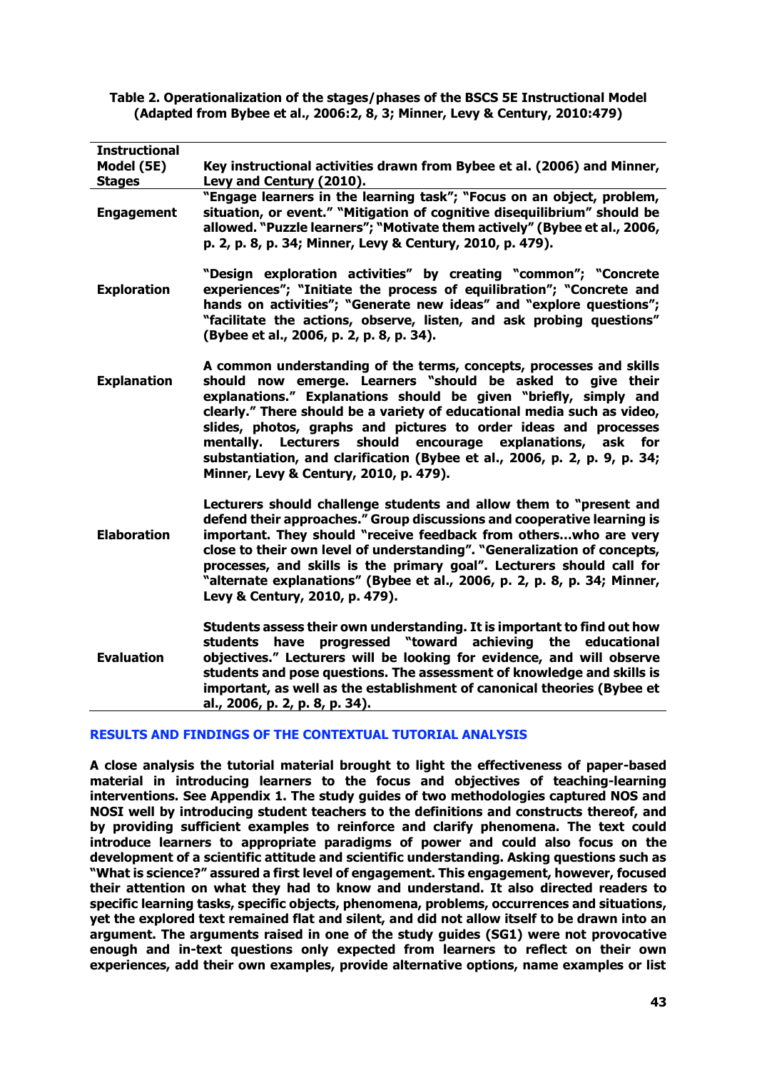**Table 2. Operationalization of the stages/phases of the BSCS 5E Instructional Model (Adapted from Bybee et al., 2006:2, 8, 3; Minner, Levy & Century, 2010:479)**

| Instructional Model (5E) Stages | Key instructional activities drawn from Bybee et al. (2006) and Minner, Levy and Century (2010). |
|---|---|
| **Engagement** | "Engage learners in the learning task"; "Focus on an object, problem, situation, or event." "Mitigation of cognitive disequilibrium" should be allowed. "Puzzle learners"; "Motivate them actively" (Bybee et al., 2006, p. 2, p. 8, p. 34; Minner, Levy & Century, 2010, p. 479). |
| **Exploration** | "Design exploration activities" by creating "common"; "Concrete experiences"; "Initiate the process of equilibration"; "Concrete and hands on activities"; "Generate new ideas" and "explore questions"; "facilitate the actions, observe, listen, and ask probing questions" (Bybee et al., 2006, p. 2, p. 8, p. 34). |
| **Explanation** | A common understanding of the terms, concepts, processes and skills should now emerge. Learners "should be asked to give their explanations." Explanations should be given "briefly, simply and clearly." There should be a variety of educational media such as video, slides, photos, graphs and pictures to order ideas and processes mentally. Lecturers should encourage explanations, ask for substantiation, and clarification (Bybee et al., 2006, p. 2, p. 9, p. 34; Minner, Levy & Century, 2010, p. 479). |
| **Elaboration** | Lecturers should challenge students and allow them to "present and defend their approaches." Group discussions and cooperative learning is important. They should "receive feedback from others…who are very close to their own level of understanding". "Generalization of concepts, processes, and skills is the primary goal". Lecturers should call for "alternate explanations" (Bybee et al., 2006, p. 2, p. 8, p. 34; Minner, Levy & Century, 2010, p. 479). |
| **Evaluation** | Students assess their own understanding. It is important to find out how students have progressed "toward achieving the educational objectives." Lecturers will be looking for evidence, and will observe students and pose questions. The assessment of knowledge and skills is important, as well as the establishment of canonical theories (Bybee et al., 2006, p. 2, p. 8, p. 34). |

## RESULTS AND FINDINGS OF THE CONTEXTUAL TUTORIAL ANALYSIS

**A close analysis the tutorial material brought to light the effectiveness of paper-based material in introducing learners to the focus and objectives of teaching-learning interventions. See Appendix 1. The study guides of two methodologies captured NOS and NOSI well by introducing student teachers to the definitions and constructs thereof, and by providing sufficient examples to reinforce and clarify phenomena. The text could introduce learners to appropriate paradigms of power and could also focus on the development of a scientific attitude and scientific understanding. Asking questions such as "What is science?" assured a first level of engagement. This engagement, however, focused their attention on what they had to know and understand. It also directed readers to specific learning tasks, specific objects, phenomena, problems, occurrences and situations, yet the explored text remained flat and silent, and did not allow itself to be drawn into an argument. The arguments raised in one of the study guides (SG1) were not provocative enough and in-text questions only expected from learners to reflect on their own experiences, add their own examples, provide alternative options, name examples or list**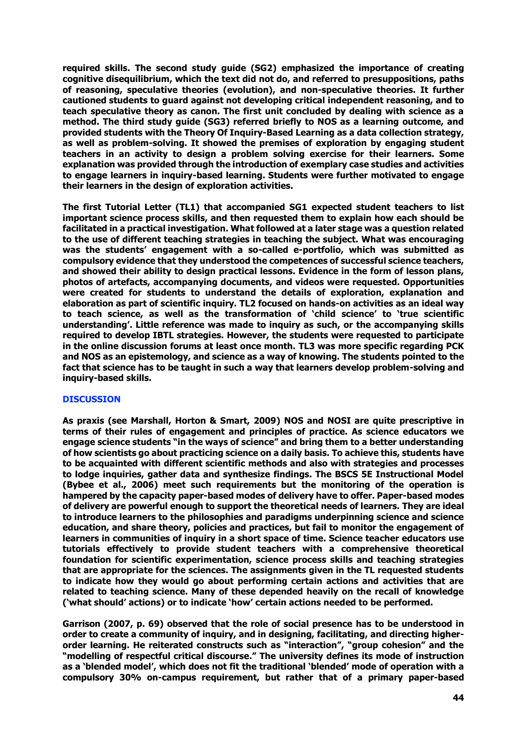required skills. The second study guide (SG2) emphasized the importance of creating cognitive disequilibrium, which the text did not do, and referred to presuppositions, paths of reasoning, speculative theories (evolution), and non-speculative theories. It further cautioned students to guard against not developing critical independent reasoning, and to teach speculative theory as canon. The first unit concluded by dealing with science as a method. The third study guide (SG3) referred briefly to NOS as a learning outcome, and provided students with the Theory Of Inquiry-Based Learning as a data collection strategy, as well as problem-solving. It showed the premises of exploration by engaging student teachers in an activity to design a problem solving exercise for their learners. Some explanation was provided through the introduction of exemplary case studies and activities to engage learners in inquiry-based learning. Students were further motivated to engage their learners in the design of exploration activities.

The first Tutorial Letter (TL1) that accompanied SG1 expected student teachers to list important science process skills, and then requested them to explain how each should be facilitated in a practical investigation. What followed at a later stage was a question related to the use of different teaching strategies in teaching the subject. What was encouraging was the students' engagement with a so-called e-portfolio, which was submitted as compulsory evidence that they understood the competences of successful science teachers, and showed their ability to design practical lessons. Evidence in the form of lesson plans, photos of artefacts, accompanying documents, and videos were requested. Opportunities were created for students to understand the details of exploration, explanation and elaboration as part of scientific inquiry. TL2 focused on hands-on activities as an ideal way to teach science, as well as the transformation of 'child science' to 'true scientific understanding'. Little reference was made to inquiry as such, or the accompanying skills required to develop IBTL strategies. However, the students were requested to participate in the online discussion forums at least once month. TL3 was more specific regarding PCK and NOS as an epistemology, and science as a way of knowing. The students pointed to the fact that science has to be taught in such a way that learners develop problem-solving and inquiry-based skills.

## DISCUSSION

As praxis (see Marshall, Horton & Smart, 2009) NOS and NOSI are quite prescriptive in terms of their rules of engagement and principles of practice. As science educators we engage science students "in the ways of science" and bring them to a better understanding of how scientists go about practicing science on a daily basis. To achieve this, students have to be acquainted with different scientific methods and also with strategies and processes to lodge inquiries, gather data and synthesize findings. The BSCS 5E Instructional Model (Bybee et al., 2006) meet such requirements but the monitoring of the operation is hampered by the capacity paper-based modes of delivery have to offer. Paper-based modes of delivery are powerful enough to support the theoretical needs of learners. They are ideal to introduce learners to the philosophies and paradigms underpinning science and science education, and share theory, policies and practices, but fail to monitor the engagement of learners in communities of inquiry in a short space of time. Science teacher educators use tutorials effectively to provide student teachers with a comprehensive theoretical foundation for scientific experimentation, science process skills and teaching strategies that are appropriate for the sciences. The assignments given in the TL requested students to indicate how they would go about performing certain actions and activities that are related to teaching science. Many of these depended heavily on the recall of knowledge ('what should' actions) or to indicate 'how' certain actions needed to be performed.

Garrison (2007, p. 69) observed that the role of social presence has to be understood in order to create a community of inquiry, and in designing, facilitating, and directing higher-order learning. He reiterated constructs such as "interaction", "group cohesion" and the "modelling of respectful critical discourse." The university defines its mode of instruction as a 'blended model', which does not fit the traditional 'blended' mode of operation with a compulsory 30% on-campus requirement, but rather that of a primary paper-based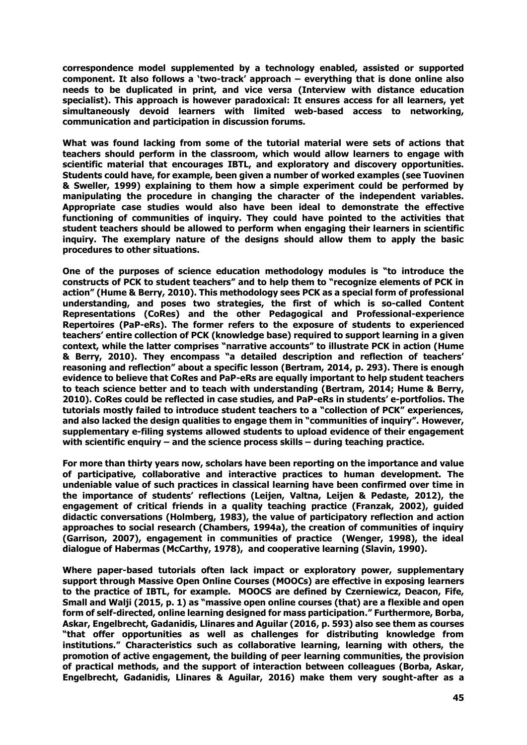correspondence model supplemented by a technology enabled, assisted or supported component. It also follows a 'two-track' approach – everything that is done online also needs to be duplicated in print, and vice versa (Interview with distance education specialist). This approach is however paradoxical: It ensures access for all learners, yet simultaneously devoid learners with limited web-based access to networking, communication and participation in discussion forums.

What was found lacking from some of the tutorial material were sets of actions that teachers should perform in the classroom, which would allow learners to engage with scientific material that encourages IBTL, and exploratory and discovery opportunities. Students could have, for example, been given a number of worked examples (see Tuovinen & Sweller, 1999) explaining to them how a simple experiment could be performed by manipulating the procedure in changing the character of the independent variables. Appropriate case studies would also have been ideal to demonstrate the effective functioning of communities of inquiry. They could have pointed to the activities that student teachers should be allowed to perform when engaging their learners in scientific inquiry. The exemplary nature of the designs should allow them to apply the basic procedures to other situations.

One of the purposes of science education methodology modules is "to introduce the constructs of PCK to student teachers" and to help them to "recognize elements of PCK in action" (Hume & Berry, 2010). This methodology sees PCK as a special form of professional understanding, and poses two strategies, the first of which is so-called Content Representations (CoRes) and the other Pedagogical and Professional-experience Repertoires (PaP-eRs). The former refers to the exposure of students to experienced teachers' entire collection of PCK (knowledge base) required to support learning in a given context, while the latter comprises "narrative accounts" to illustrate PCK in action (Hume & Berry, 2010). They encompass "a detailed description and reflection of teachers' reasoning and reflection" about a specific lesson (Bertram, 2014, p. 293). There is enough evidence to believe that CoRes and PaP-eRs are equally important to help student teachers to teach science better and to teach with understanding (Bertram, 2014; Hume & Berry, 2010). CoRes could be reflected in case studies, and PaP-eRs in students' e-portfolios. The tutorials mostly failed to introduce student teachers to a "collection of PCK" experiences, and also lacked the design qualities to engage them in "communities of inquiry". However, supplementary e-filing systems allowed students to upload evidence of their engagement with scientific enquiry – and the science process skills – during teaching practice.

For more than thirty years now, scholars have been reporting on the importance and value of participative, collaborative and interactive practices to human development. The undeniable value of such practices in classical learning have been confirmed over time in the importance of students' reflections (Leijen, Valtna, Leijen & Pedaste, 2012), the engagement of critical friends in a quality teaching practice (Franzak, 2002), guided didactic conversations (Holmberg, 1983), the value of participatory reflection and action approaches to social research (Chambers, 1994a), the creation of communities of inquiry (Garrison, 2007), engagement in communities of practice (Wenger, 1998), the ideal dialogue of Habermas (McCarthy, 1978), and cooperative learning (Slavin, 1990).

Where paper-based tutorials often lack impact or exploratory power, supplementary support through Massive Open Online Courses (MOOCs) are effective in exposing learners to the practice of IBTL, for example. MOOCS are defined by Czerniewicz, Deacon, Fife, Small and Walji (2015, p. 1) as "massive open online courses (that) are a flexible and open form of self-directed, online learning designed for mass participation." Furthermore, Borba, Askar, Engelbrecht, Gadanidis, Llinares and Aguilar (2016, p. 593) also see them as courses "that offer opportunities as well as challenges for distributing knowledge from institutions." Characteristics such as collaborative learning, learning with others, the promotion of active engagement, the building of peer learning communities, the provision of practical methods, and the support of interaction between colleagues (Borba, Askar, Engelbrecht, Gadanidis, Llinares & Aguilar, 2016) make them very sought-after as a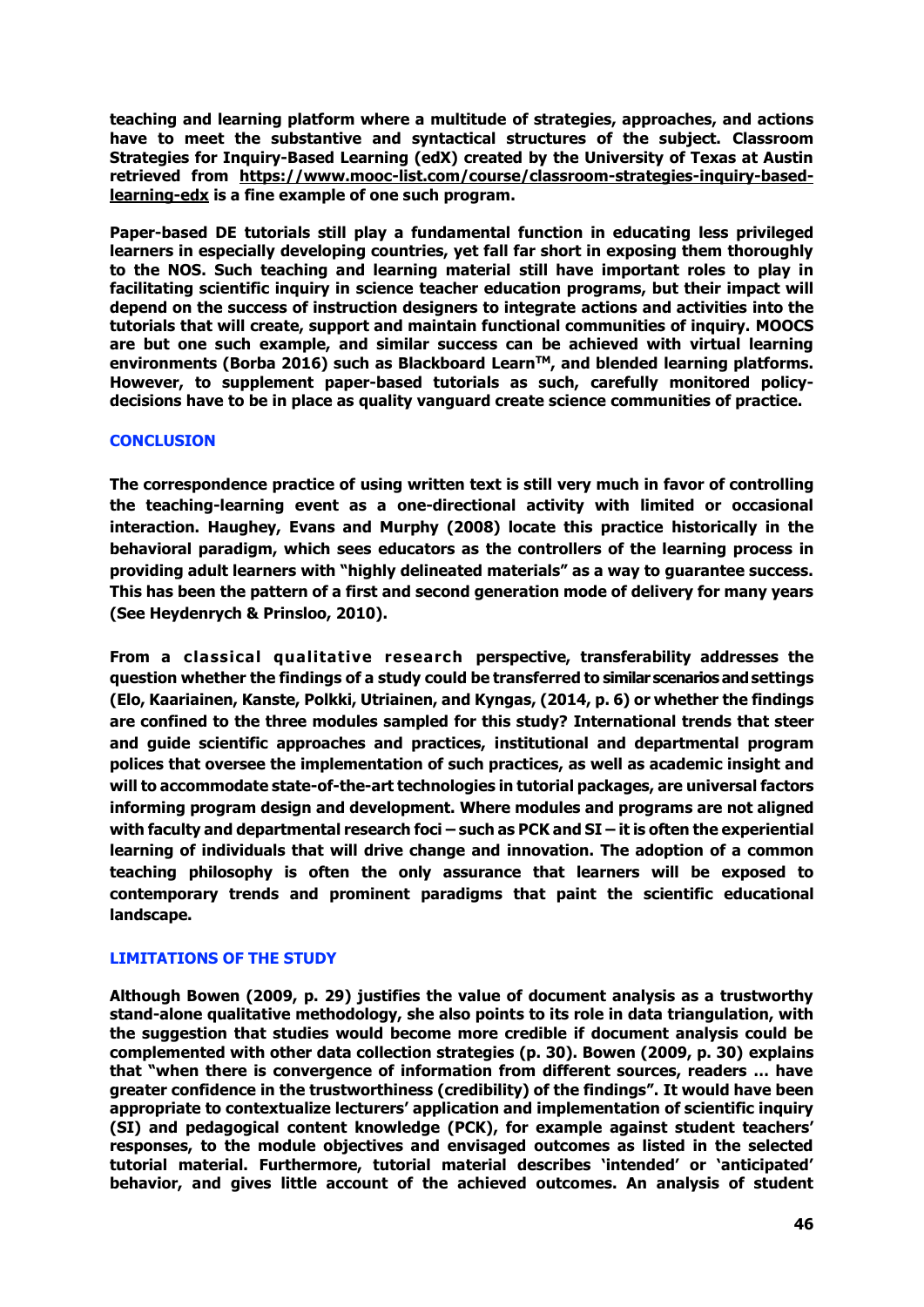teaching and learning platform where a multitude of strategies, approaches, and actions have to meet the substantive and syntactical structures of the subject. Classroom Strategies for Inquiry-Based Learning (edX) created by the University of Texas at Austin retrieved from [https://www.mooc-list.com/course/classroom-strategies-inquiry-based-learning-edx](https://www.mooc-list.com/course/classroom-strategies-inquiry-based-learning-edx) is a fine example of one such program.

Paper-based DE tutorials still play a fundamental function in educating less privileged learners in especially developing countries, yet fall far short in exposing them thoroughly to the NOS. Such teaching and learning material still have important roles to play in facilitating scientific inquiry in science teacher education programs, but their impact will depend on the success of instruction designers to integrate actions and activities into the tutorials that will create, support and maintain functional communities of inquiry. MOOCS are but one such example, and similar success can be achieved with virtual learning environments (Borba 2016) such as Blackboard Learn™, and blended learning platforms. However, to supplement paper-based tutorials as such, carefully monitored policy-decisions have to be in place as quality vanguard create science communities of practice.

## CONCLUSION

The correspondence practice of using written text is still very much in favor of controlling the teaching-learning event as a one-directional activity with limited or occasional interaction. Haughey, Evans and Murphy (2008) locate this practice historically in the behavioral paradigm, which sees educators as the controllers of the learning process in providing adult learners with "highly delineated materials" as a way to guarantee success. This has been the pattern of a first and second generation mode of delivery for many years (See Heydenrych & Prinsloo, 2010).

From a classical qualitative research perspective, transferability addresses the question whether the findings of a study could be transferred to similar scenarios and settings (Elo, Kaariainen, Kanste, Polkki, Utriainen, and Kyngas, (2014, p. 6) or whether the findings are confined to the three modules sampled for this study? International trends that steer and guide scientific approaches and practices, institutional and departmental program polices that oversee the implementation of such practices, as well as academic insight and will to accommodate state-of-the-art technologies in tutorial packages, are universal factors informing program design and development. Where modules and programs are not aligned with faculty and departmental research foci – such as PCK and SI – it is often the experiential learning of individuals that will drive change and innovation. The adoption of a common teaching philosophy is often the only assurance that learners will be exposed to contemporary trends and prominent paradigms that paint the scientific educational landscape.

## LIMITATIONS OF THE STUDY

Although Bowen (2009, p. 29) justifies the value of document analysis as a trustworthy stand-alone qualitative methodology, she also points to its role in data triangulation, with the suggestion that studies would become more credible if document analysis could be complemented with other data collection strategies (p. 30). Bowen (2009, p. 30) explains that "when there is convergence of information from different sources, readers … have greater confidence in the trustworthiness (credibility) of the findings". It would have been appropriate to contextualize lecturers' application and implementation of scientific inquiry (SI) and pedagogical content knowledge (PCK), for example against student teachers' responses, to the module objectives and envisaged outcomes as listed in the selected tutorial material. Furthermore, tutorial material describes 'intended' or 'anticipated' behavior, and gives little account of the achieved outcomes. An analysis of student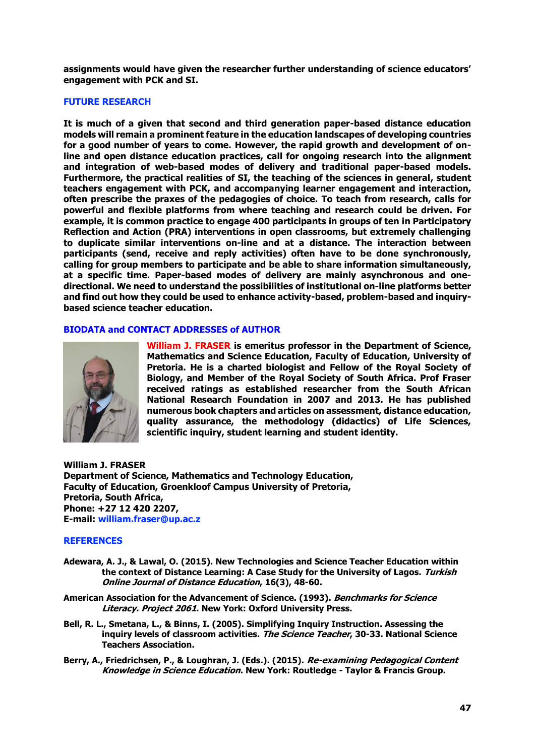assignments would have given the researcher further understanding of science educators' engagement with PCK and SI.

## FUTURE RESEARCH

It is much of a given that second and third generation paper-based distance education models will remain a prominent feature in the education landscapes of developing countries for a good number of years to come. However, the rapid growth and development of on-line and open distance education practices, call for ongoing research into the alignment and integration of web-based modes of delivery and traditional paper-based models. Furthermore, the practical realities of SI, the teaching of the sciences in general, student teachers engagement with PCK, and accompanying learner engagement and interaction, often prescribe the praxes of the pedagogies of choice. To teach from research, calls for powerful and flexible platforms from where teaching and research could be driven. For example, it is common practice to engage 400 participants in groups of ten in Participatory Reflection and Action (PRA) interventions in open classrooms, but extremely challenging to duplicate similar interventions on-line and at a distance. The interaction between participants (send, receive and reply activities) often have to be done synchronously, calling for group members to participate and be able to share information simultaneously, at a specific time. Paper-based modes of delivery are mainly asynchronous and one-directional. We need to understand the possibilities of institutional on-line platforms better and find out how they could be used to enhance activity-based, problem-based and inquiry-based science teacher education.

## BIODATA and CONTACT ADDRESSES of AUTHOR

**William J. FRASER** is emeritus professor in the Department of Science, Mathematics and Science Education, Faculty of Education, University of Pretoria. He is a charted biologist and Fellow of the Royal Society of Biology, and Member of the Royal Society of South Africa. Prof Fraser received ratings as established researcher from the South African National Research Foundation in 2007 and 2013. He has published numerous book chapters and articles on assessment, distance education, quality assurance, the methodology (didactics) of Life Sciences, scientific inquiry, student learning and student identity.

William J. FRASER  
Department of Science, Mathematics and Technology Education,  
Faculty of Education, Groenkloof Campus University of Pretoria,  
Pretoria, South Africa,  
Phone: +27 12 420 2207,  
E-mail: william.fraser@up.ac.z

## REFERENCES

Adewara, A. J., & Lawal, O. (2015). New Technologies and Science Teacher Education within the context of Distance Learning: A Case Study for the University of Lagos. *Turkish Online Journal of Distance Education*, 16(3), 48-60.

American Association for the Advancement of Science. (1993). *Benchmarks for Science Literacy. Project 2061*. New York: Oxford University Press.

Bell, R. L., Smetana, L., & Binns, I. (2005). Simplifying Inquiry Instruction. Assessing the inquiry levels of classroom activities. *The Science Teacher*, 30-33. National Science Teachers Association.

Berry, A., Friedrichsen, P., & Loughran, J. (Eds.). (2015). *Re-examining Pedagogical Content Knowledge in Science Education*. New York: Routledge - Taylor & Francis Group.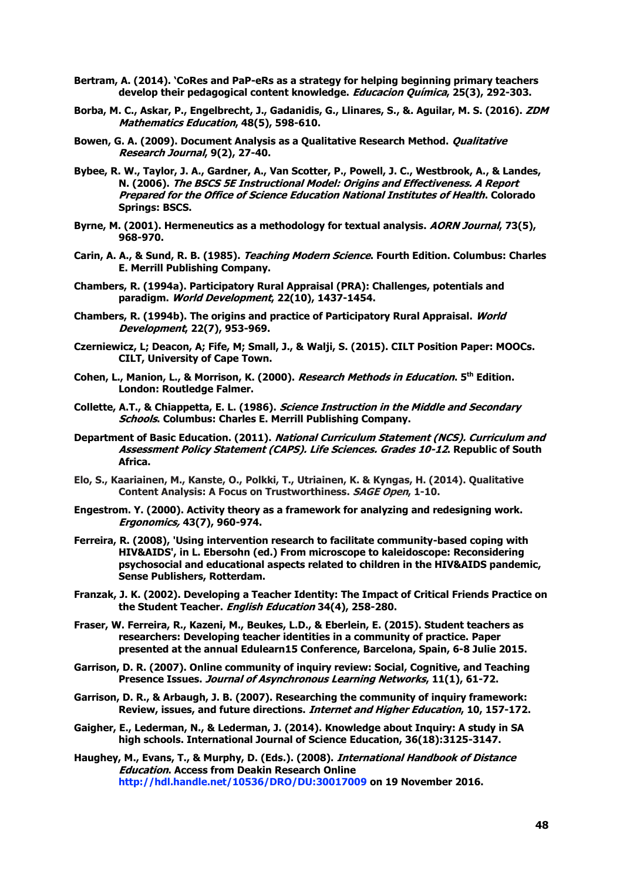**Bertram, A. (2014). 'CoRes and PaP-eRs as a strategy for helping beginning primary teachers develop their pedagogical content knowledge. *Educacion Química*, 25(3), 292-303.**

**Borba, M. C., Askar, P., Engelbrecht, J., Gadanidis, G., Llinares, S., &. Aguilar, M. S. (2016). *ZDM Mathematics Education*, 48(5), 598-610.**

**Bowen, G. A. (2009). Document Analysis as a Qualitative Research Method. *Qualitative Research Journal*, 9(2), 27-40.**

**Bybee, R. W., Taylor, J. A., Gardner, A., Van Scotter, P., Powell, J. C., Westbrook, A., & Landes, N. (2006). *The BSCS 5E Instructional Model: Origins and Effectiveness. A Report Prepared for the Office of Science Education National Institutes of Health*. Colorado Springs: BSCS.**

**Byrne, M. (2001). Hermeneutics as a methodology for textual analysis. *AORN Journal*, 73(5), 968-970.**

**Carin, A. A., & Sund, R. B. (1985). *Teaching Modern Science*. Fourth Edition. Columbus: Charles E. Merrill Publishing Company.**

**Chambers, R. (1994a). Participatory Rural Appraisal (PRA): Challenges, potentials and paradigm. *World Development*, 22(10), 1437-1454.**

**Chambers, R. (1994b). The origins and practice of Participatory Rural Appraisal. *World Development*, 22(7), 953-969.**

**Czerniewicz, L; Deacon, A; Fife, M; Small, J., & Walji, S. (2015). CILT Position Paper: MOOCs. CILT, University of Cape Town.**

**Cohen, L., Manion, L., & Morrison, K. (2000). *Research Methods in Education*. 5th Edition. London: Routledge Falmer.**

**Collette, A.T., & Chiappetta, E. L. (1986). *Science Instruction in the Middle and Secondary Schools*. Columbus: Charles E. Merrill Publishing Company.**

**Department of Basic Education. (2011). *National Curriculum Statement (NCS). Curriculum and Assessment Policy Statement (CAPS). Life Sciences. Grades 10-12*. Republic of South Africa.**

**Elo, S., Kaariainen, M., Kanste, O., Polkki, T., Utriainen, K. & Kyngas, H. (2014). Qualitative Content Analysis: A Focus on Trustworthiness. *SAGE Open*, 1-10.**

**Engestrom. Y. (2000). Activity theory as a framework for analyzing and redesigning work. *Ergonomics,* 43(7), 960-974.**

**Ferreira, R. (2008), 'Using intervention research to facilitate community-based coping with HIV&AIDS', in L. Ebersohn (ed.) From microscope to kaleidoscope: Reconsidering psychosocial and educational aspects related to children in the HIV&AIDS pandemic, Sense Publishers, Rotterdam.**

**Franzak, J. K. (2002). Developing a Teacher Identity: The Impact of Critical Friends Practice on the Student Teacher. *English Education* 34(4), 258-280.**

**Fraser, W. Ferreira, R., Kazeni, M., Beukes, L.D., & Eberlein, E. (2015). Student teachers as researchers: Developing teacher identities in a community of practice. Paper presented at the annual Edulearn15 Conference, Barcelona, Spain, 6-8 Julie 2015.**

**Garrison, D. R. (2007). Online community of inquiry review: Social, Cognitive, and Teaching Presence Issues. *Journal of Asynchronous Learning Networks*, 11(1), 61-72.**

**Garrison, D. R., & Arbaugh, J. B. (2007). Researching the community of inquiry framework: Review, issues, and future directions. *Internet and Higher Education*, 10, 157-172.**

**Gaigher, E., Lederman, N., & Lederman, J. (2014). Knowledge about Inquiry: A study in SA high schools. International Journal of Science Education, 36(18):3125-3147.**

**Haughey, M., Evans, T., & Murphy, D. (Eds.). (2008). *International Handbook of Distance Education*. Access from Deakin Research Online http://hdl.handle.net/10536/DRO/DU:30017009 on 19 November 2016.**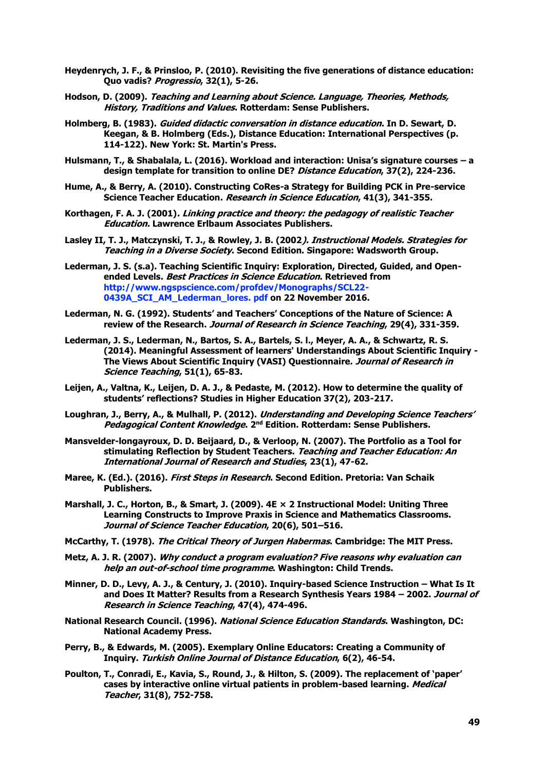Heydenrych, J. F., & Prinsloo, P. (2010). Revisiting the five generations of distance education: Quo vadis? *Progressio*, 32(1), 5-26.

Hodson, D. (2009). *Teaching and Learning about Science. Language, Theories, Methods, History, Traditions and Values*. Rotterdam: Sense Publishers.

Holmberg, B. (1983). *Guided didactic conversation in distance education*. In D. Sewart, D. Keegan, & B. Holmberg (Eds.), Distance Education: International Perspectives (p. 114-122). New York: St. Martin's Press.

Hulsmann, T., & Shabalala, L. (2016). Workload and interaction: Unisa's signature courses – a design template for transition to online DE? *Distance Education*, 37(2), 224-236.

Hume, A., & Berry, A. (2010). Constructing CoRes-a Strategy for Building PCK in Pre-service Science Teacher Education. *Research in Science Education*, 41(3), 341-355.

Korthagen, F. A. J. (2001). *Linking practice and theory: the pedagogy of realistic Teacher Education.* Lawrence Erlbaum Associates Publishers.

Lasley II, T. J., Matczynski, T. J., & Rowley, J. B. (2002*). Instructional Models. Strategies for Teaching in a Diverse Society*. Second Edition. Singapore: Wadsworth Group.

Lederman, J. S. (s.a). Teaching Scientific Inquiry: Exploration, Directed, Guided, and Open-ended Levels. *Best Practices in Science Education*. Retrieved from http://www.ngspscience.com/profdev/Monographs/SCL22-0439A_SCI_AM_Lederman_lores. pdf on 22 November 2016.

Lederman, N. G. (1992). Students' and Teachers' Conceptions of the Nature of Science: A review of the Research. *Journal of Research in Science Teaching*, 29(4), 331-359.

Lederman, J. S., Lederman, N., Bartos, S. A., Bartels, S. l., Meyer, A. A., & Schwartz, R. S. (2014). Meaningful Assessment of learners' Understandings About Scientific Inquiry - The Views About Scientific Inquiry (VASI) Questionnaire. *Journal of Research in Science Teaching*, 51(1), 65-83.

Leijen, A., Valtna, K., Leijen, D. A. J., & Pedaste, M. (2012). How to determine the quality of students' reflections? Studies in Higher Education 37(2), 203-217.

Loughran, J., Berry, A., & Mulhall, P. (2012). *Understanding and Developing Science Teachers' Pedagogical Content Knowledge*. 2nd Edition. Rotterdam: Sense Publishers.

Mansvelder-longayroux, D. D. Beijaard, D., & Verloop, N. (2007). The Portfolio as a Tool for stimulating Reflection by Student Teachers. *Teaching and Teacher Education: An International Journal of Research and Studies*, 23(1), 47-62.

Maree, K. (Ed.). (2016). *First Steps in Research*. Second Edition. Pretoria: Van Schaik Publishers.

Marshall, J. C., Horton, B., & Smart, J. (2009). 4E × 2 Instructional Model: Uniting Three Learning Constructs to Improve Praxis in Science and Mathematics Classrooms. *Journal of Science Teacher Education*, 20(6), 501–516.

McCarthy, T. (1978). *The Critical Theory of Jurgen Habermas*. Cambridge: The MIT Press.

Metz, A. J. R. (2007). *Why conduct a program evaluation? Five reasons why evaluation can help an out-of-school time programme*. Washington: Child Trends.

Minner, D. D., Levy, A. J., & Century, J. (2010). Inquiry-based Science Instruction – What Is It and Does It Matter? Results from a Research Synthesis Years 1984 – 2002. *Journal of Research in Science Teaching*, 47(4), 474-496.

National Research Council. (1996). *National Science Education Standards*. Washington, DC: National Academy Press.

Perry, B., & Edwards, M. (2005). Exemplary Online Educators: Creating a Community of Inquiry. *Turkish Online Journal of Distance Education*, 6(2), 46-54.

Poulton, T., Conradi, E., Kavia, S., Round, J., & Hilton, S. (2009). The replacement of 'paper' cases by interactive online virtual patients in problem-based learning. *Medical Teacher*, 31(8), 752-758.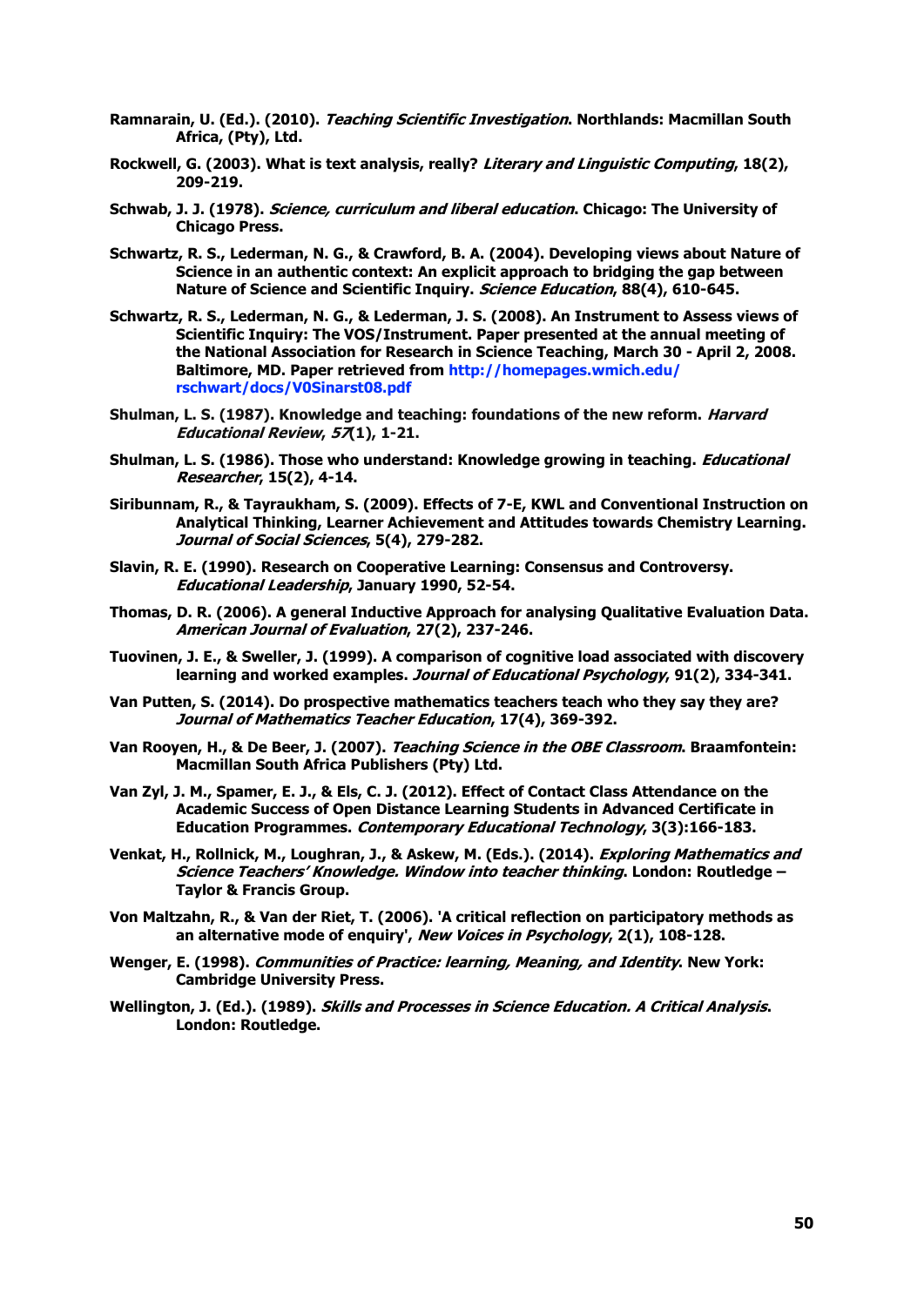**Ramnarain, U. (Ed.). (2010). *Teaching Scientific Investigation*. Northlands: Macmillan South Africa, (Pty), Ltd.**

**Rockwell, G. (2003). What is text analysis, really? *Literary and Linguistic Computing*, 18(2), 209-219.**

**Schwab, J. J. (1978). *Science, curriculum and liberal education*. Chicago: The University of Chicago Press.**

**Schwartz, R. S., Lederman, N. G., & Crawford, B. A. (2004). Developing views about Nature of Science in an authentic context: An explicit approach to bridging the gap between Nature of Science and Scientific Inquiry. *Science Education*, 88(4), 610-645.**

**Schwartz, R. S., Lederman, N. G., & Lederman, J. S. (2008). An Instrument to Assess views of Scientific Inquiry: The VOS/Instrument. Paper presented at the annual meeting of the National Association for Research in Science Teaching, March 30 - April 2, 2008. Baltimore, MD. Paper retrieved from http://homepages.wmich.edu/rschwart/docs/V0Sinarst08.pdf**

**Shulman, L. S. (1987). Knowledge and teaching: foundations of the new reform. *Harvard Educational Review*, *57*(1), 1-21.**

**Shulman, L. S. (1986). Those who understand: Knowledge growing in teaching. *Educational Researcher*, 15(2), 4-14.**

**Siribunnam, R., & Tayraukham, S. (2009). Effects of 7-E, KWL and Conventional Instruction on Analytical Thinking, Learner Achievement and Attitudes towards Chemistry Learning. *Journal of Social Sciences*, 5(4), 279-282.**

**Slavin, R. E. (1990). Research on Cooperative Learning: Consensus and Controversy. *Educational Leadership*, January 1990, 52-54.**

**Thomas, D. R. (2006). A general Inductive Approach for analysing Qualitative Evaluation Data. *American Journal of Evaluation*, 27(2), 237-246.**

**Tuovinen, J. E., & Sweller, J. (1999). A comparison of cognitive load associated with discovery learning and worked examples. *Journal of Educational Psychology*, 91(2), 334-341.**

**Van Putten, S. (2014). Do prospective mathematics teachers teach who they say they are? *Journal of Mathematics Teacher Education*, 17(4), 369-392.**

**Van Rooyen, H., & De Beer, J. (2007). *Teaching Science in the OBE Classroom*. Braamfontein: Macmillan South Africa Publishers (Pty) Ltd.**

**Van Zyl, J. M., Spamer, E. J., & Els, C. J. (2012). Effect of Contact Class Attendance on the Academic Success of Open Distance Learning Students in Advanced Certificate in Education Programmes. *Contemporary Educational Technology*, 3(3):166-183.**

**Venkat, H., Rollnick, M., Loughran, J., & Askew, M. (Eds.). (2014). *Exploring Mathematics and Science Teachers' Knowledge. Window into teacher thinking*. London: Routledge – Taylor & Francis Group.**

**Von Maltzahn, R., & Van der Riet, T. (2006). 'A critical reflection on participatory methods as an alternative mode of enquiry', *New Voices in Psychology*, 2(1), 108-128.**

**Wenger, E. (1998). *Communities of Practice: learning, Meaning, and Identity*. New York: Cambridge University Press.**

**Wellington, J. (Ed.). (1989). *Skills and Processes in Science Education. A Critical Analysis*. London: Routledge.**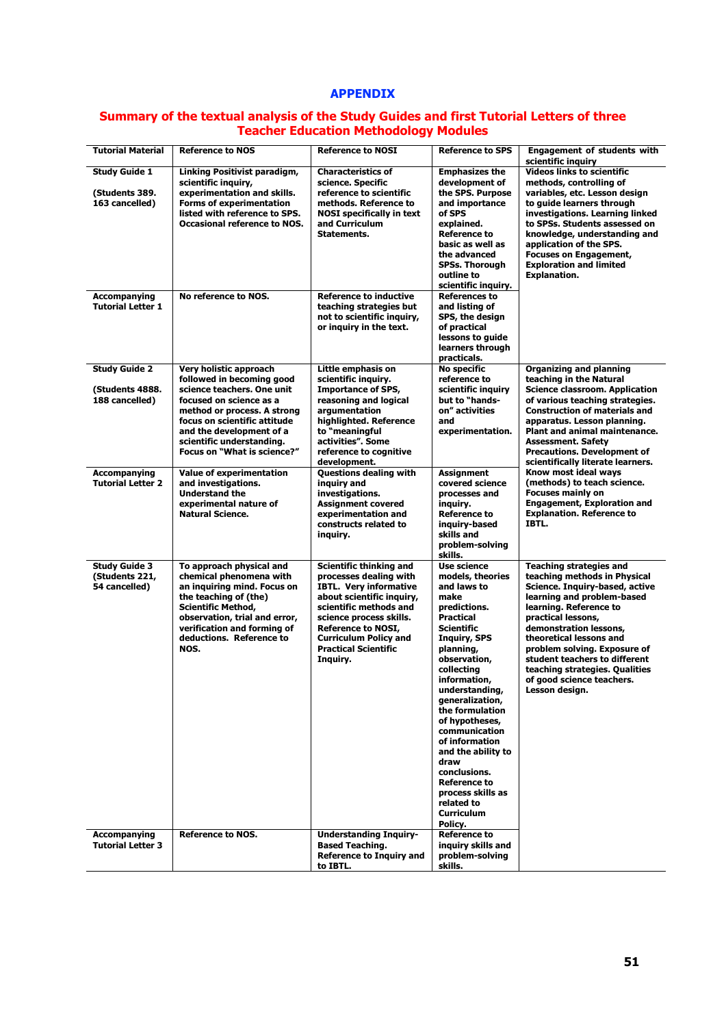# APPENDIX

## Summary of the textual analysis of the Study Guides and first Tutorial Letters of three Teacher Education Methodology Modules

| Tutorial Material | Reference to NOS | Reference to NOSI | Reference to SPS | Engagement of students with scientific inquiry |
|---|---|---|---|---|
| **Study Guide 1** (Students 389. 163 cancelled) | Linking Positivist paradigm, scientific inquiry, experimentation and skills. Forms of experimentation listed with reference to SPS. Occasional reference to NOS. | Characteristics of science. Specific reference to scientific methods. Reference to NOSI specifically in text and Curriculum Statements. | Emphasizes the development of the SPS. Purpose and importance of SPS explained. Reference to basic as well as the advanced SPSs. Thorough outline to scientific inquiry. | Videos links to scientific methods, controlling of variables, etc. Lesson design to guide learners through investigations. Learning linked to SPSs. Students assessed on knowledge, understanding and application of the SPS. Focuses on Engagement, Exploration and limited Explanation. |
| **Accompanying Tutorial Letter 1** | No reference to NOS. | Reference to inductive teaching strategies but not to scientific inquiry, or inquiry in the text. | References to and listing of SPS, the design of practical lessons to guide learners through practicals. | |
| **Study Guide 2** (Students 4888. 188 cancelled) | Very holistic approach followed in becoming good science teachers. One unit focused on science as a method or process. A strong focus on scientific attitude and the development of a scientific understanding. Focus on "What is science?" | Little emphasis on scientific inquiry. Importance of SPS, reasoning and logical argumentation highlighted. Reference to "meaningful activities". Some reference to cognitive development. | No specific reference to scientific inquiry but to "hands-on" activities and experimentation. | Organizing and planning teaching in the Natural Science classroom. Application of various teaching strategies. Construction of materials and apparatus. Lesson planning. Plant and animal maintenance. Assessment. Safety Precautions. Development of scientifically literate learners. Know most ideal ways (methods) to teach science. Focuses mainly on Engagement, Exploration and Explanation. Reference to IBTL. |
| **Accompanying Tutorial Letter 2** | Value of experimentation and investigations. Understand the experimental nature of Natural Science. | Questions dealing with inquiry and investigations. Assignment covered experimentation and constructs related to inquiry. | Assignment covered science processes and inquiry. Reference to inquiry-based skills and problem-solving skills. | |
| **Study Guide 3** (Students 221, 54 cancelled) | To approach physical and chemical phenomena with an inquiring mind. Focus on the teaching of (the) Scientific Method, observation, trial and error, verification and forming of deductions. Reference to NOS. | Scientific thinking and processes dealing with IBTL. Very informative about scientific inquiry, scientific methods and science process skills. Reference to NOSI, Curriculum Policy and Practical Scientific Inquiry. | Use science models, theories and laws to make predictions. Practical Scientific Inquiry, SPS planning, observation, collecting information, understanding, generalization, the formulation of hypotheses, communication of information and the ability to draw conclusions. Reference to process skills as related to Curriculum Policy. | Teaching strategies and teaching methods in Physical Science. Inquiry-based, active learning and problem-based learning. Reference to practical lessons, demonstration lessons, theoretical lessons and problem solving. Exposure of student teachers to different teaching strategies. Qualities of good science teachers. Lesson design. |
| **Accompanying Tutorial Letter 3** | Reference to NOS. | Understanding Inquiry-Based Teaching. Reference to Inquiry and to IBTL. | Reference to inquiry skills and problem-solving skills. | |